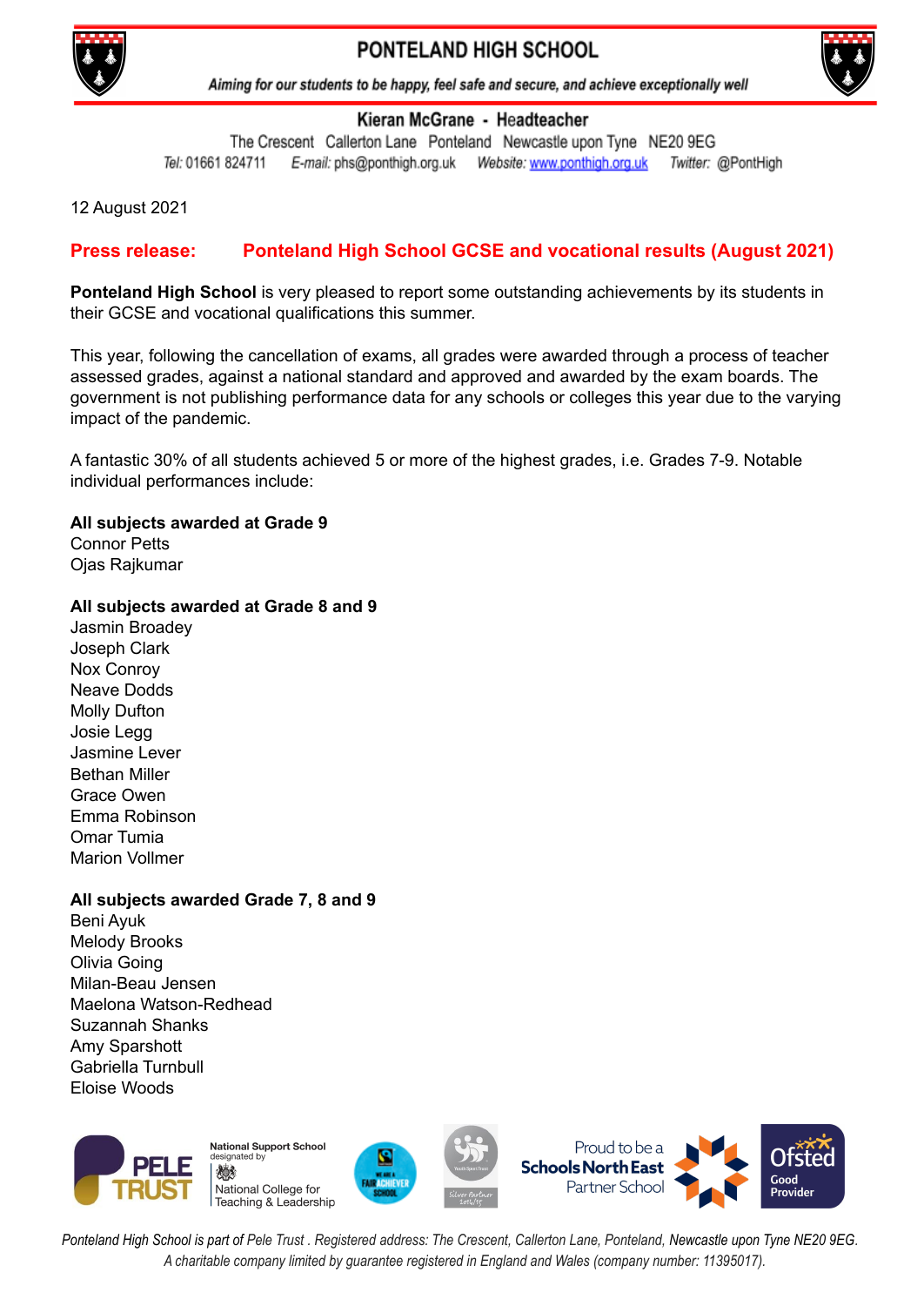# PONTELAND HIGH SCHOOL

*Aiming for our students to be happy, feel safe and secure, and achieve exceptionally well*

**Kieran McGrane - Headteacher**

The Crescent Callerton Lane Ponteland Newcastle upon Tyne NE20 9EG

*Tel:* 01661 824711 *E-mail:* phs@ponthigh.org.uk *Website:* www.ponthigh.org.uk *Twitter:* @PontHigh

12 August 2021

## Press release: Ponteland High School GCSE and vocational results (August 2021)

**Ponteland High School** is very pleased to report some outstanding achievements by its students in their GCSE and vocational qualifications this summer.

This year, following the cancellation of exams, all grades were awarded through a process of teacher assessed grades, against a national standard and approved and awarded by the exam boards. The government is not publishing performance data for any schools or colleges this year due to the varying impact of the pandemic.

A fantastic 30% of all students achieved 5 or more of the highest grades, i.e. Grades 7-9. Notable individual performances include:

**All subjects awarded at Grade 9**

Connor Petts
Ojas Rajkumar

**All subjects awarded at Grade 8 and 9**

Jasmin Broadey
Joseph Clark
Nox Conroy
Neave Dodds
Molly Dufton
Josie Legg
Jasmine Lever
Bethan Miller
Grace Owen
Emma Robinson
Omar Tumia
Marion Vollmer

**All subjects awarded Grade 7, 8 and 9**

Beni Ayuk
Melody Brooks
Olivia Going
Milan-Beau Jensen
Maelona Watson-Redhead
Suzannah Shanks
Amy Sparshott
Gabriella Turnbull
Eloise Woods

PELE TRUST | National Support School designated by National College for Teaching & Leadership | We are a Fair Achiever School | Youth Sport Trust Silver Partner 2014/15 | Proud to be a Schools North East Partner School | Ofsted Good Provider

*Ponteland High School is part of Pele Trust . Registered address: The Crescent, Callerton Lane, Ponteland, Newcastle upon Tyne NE20 9EG. A charitable company limited by guarantee registered in England and Wales (company number: 11395017).*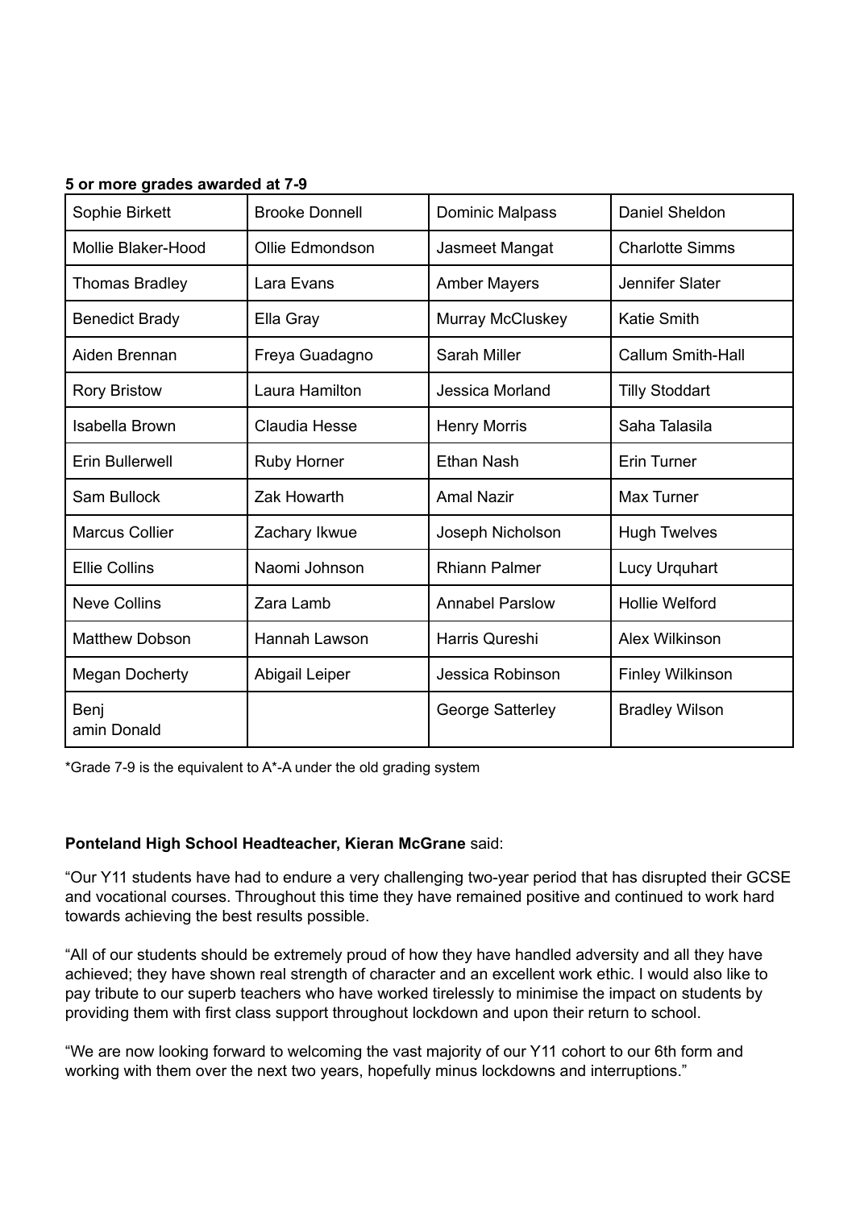**5 or more grades awarded at 7-9**

| | | | |
|---|---|---|---|
| Sophie Birkett | Brooke Donnell | Dominic Malpass | Daniel Sheldon |
| Mollie Blaker-Hood | Ollie Edmondson | Jasmeet Mangat | Charlotte Simms |
| Thomas Bradley | Lara Evans | Amber Mayers | Jennifer Slater |
| Benedict Brady | Ella Gray | Murray McCluskey | Katie Smith |
| Aiden Brennan | Freya Guadagno | Sarah Miller | Callum Smith-Hall |
| Rory Bristow | Laura Hamilton | Jessica Morland | Tilly Stoddart |
| Isabella Brown | Claudia Hesse | Henry Morris | Saha Talasila |
| Erin Bullerwell | Ruby Horner | Ethan Nash | Erin Turner |
| Sam Bullock | Zak Howarth | Amal Nazir | Max Turner |
| Marcus Collier | Zachary Ikwue | Joseph Nicholson | Hugh Twelves |
| Ellie Collins | Naomi Johnson | Rhiann Palmer | Lucy Urquhart |
| Neve Collins | Zara Lamb | Annabel Parslow | Hollie Welford |
| Matthew Dobson | Hannah Lawson | Harris Qureshi | Alex Wilkinson |
| Megan Docherty | Abigail Leiper | Jessica Robinson | Finley Wilkinson |
| Benj amin Donald | | George Satterley | Bradley Wilson |

*Grade 7-9 is the equivalent to A*-A under the old grading system

**Ponteland High School Headteacher, Kieran McGrane** said:

"Our Y11 students have had to endure a very challenging two-year period that has disrupted their GCSE and vocational courses. Throughout this time they have remained positive and continued to work hard towards achieving the best results possible.

"All of our students should be extremely proud of how they have handled adversity and all they have achieved; they have shown real strength of character and an excellent work ethic. I would also like to pay tribute to our superb teachers who have worked tirelessly to minimise the impact on students by providing them with first class support throughout lockdown and upon their return to school.

"We are now looking forward to welcoming the vast majority of our Y11 cohort to our 6th form and working with them over the next two years, hopefully minus lockdowns and interruptions."